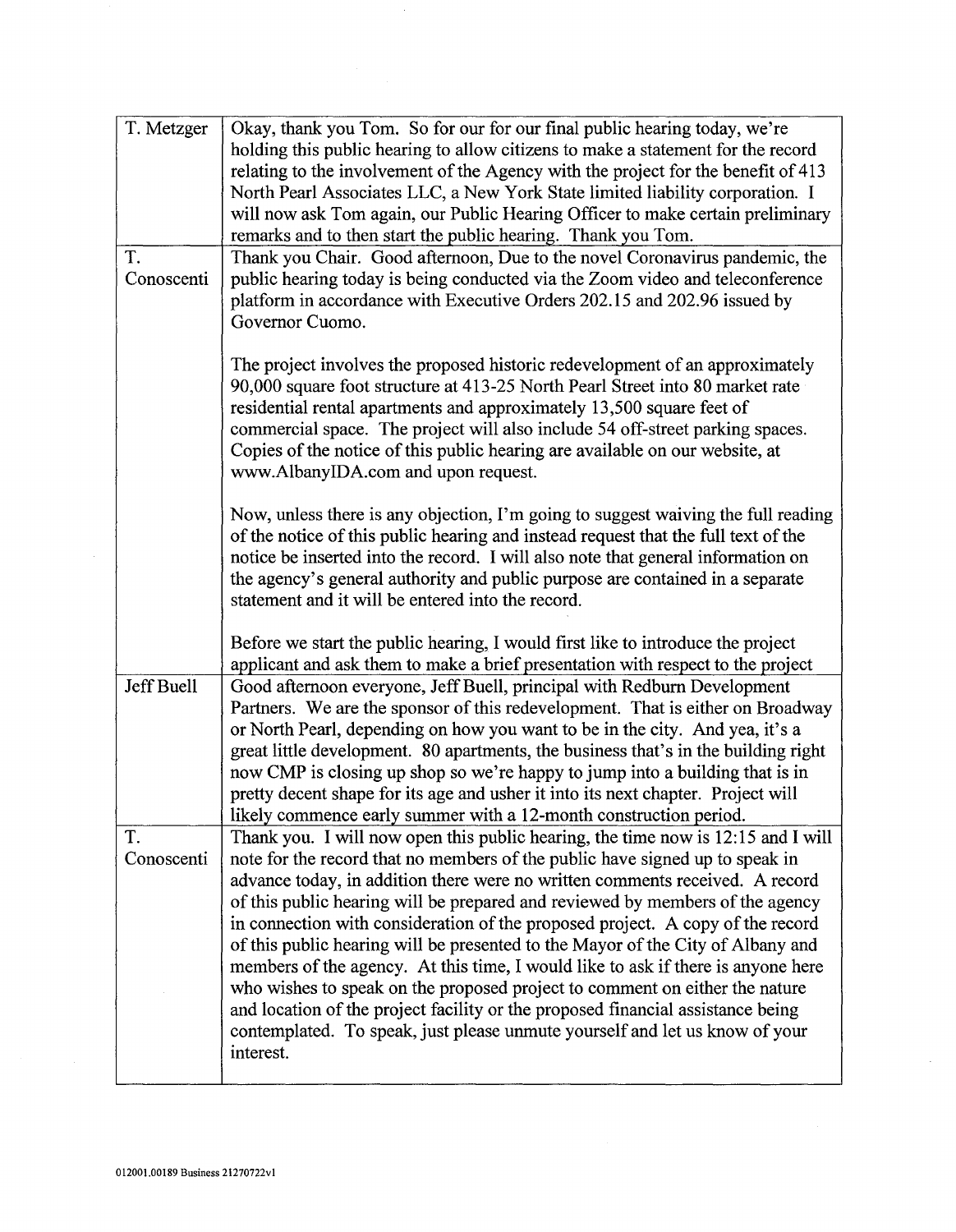| T. Metzger | Okay, thank you Tom. So for our for our final public hearing today, we're holding this public hearing to allow citizens to make a statement for the record relating to the involvement of the Agency with the project for the benefit of 413 North Pearl Associates LLC, a New York State limited liability corporation. I will now ask Tom again, our Public Hearing Officer to make certain preliminary remarks and to then start the public hearing. Thank you Tom. |
|---|---|
| T. Conoscenti | Thank you Chair. Good afternoon, Due to the novel Coronavirus pandemic, the public hearing today is being conducted via the Zoom video and teleconference platform in accordance with Executive Orders 202.15 and 202.96 issued by Governor Cuomo.<br><br>The project involves the proposed historic redevelopment of an approximately 90,000 square foot structure at 413-25 North Pearl Street into 80 market rate residential rental apartments and approximately 13,500 square feet of commercial space. The project will also include 54 off-street parking spaces. Copies of the notice of this public hearing are available on our website, at www.AlbanyIDA.com and upon request.<br><br>Now, unless there is any objection, I'm going to suggest waiving the full reading of the notice of this public hearing and instead request that the full text of the notice be inserted into the record. I will also note that general information on the agency's general authority and public purpose are contained in a separate statement and it will be entered into the record.<br><br>Before we start the public hearing, I would first like to introduce the project applicant and ask them to make a brief presentation with respect to the project |
| Jeff Buell | Good afternoon everyone, Jeff Buell, principal with Redburn Development Partners. We are the sponsor of this redevelopment. That is either on Broadway or North Pearl, depending on how you want to be in the city. And yea, it's a great little development. 80 apartments, the business that's in the building right now CMP is closing up shop so we're happy to jump into a building that is in pretty decent shape for its age and usher it into its next chapter. Project will likely commence early summer with a 12-month construction period. |
| T. Conoscenti | Thank you. I will now open this public hearing, the time now is 12:15 and I will note for the record that no members of the public have signed up to speak in advance today, in addition there were no written comments received. A record of this public hearing will be prepared and reviewed by members of the agency in connection with consideration of the proposed project. A copy of the record of this public hearing will be presented to the Mayor of the City of Albany and members of the agency. At this time, I would like to ask if there is anyone here who wishes to speak on the proposed project to comment on either the nature and location of the project facility or the proposed financial assistance being contemplated. To speak, just please unmute yourself and let us know of your interest. |

012001.00189 Business 21270722v1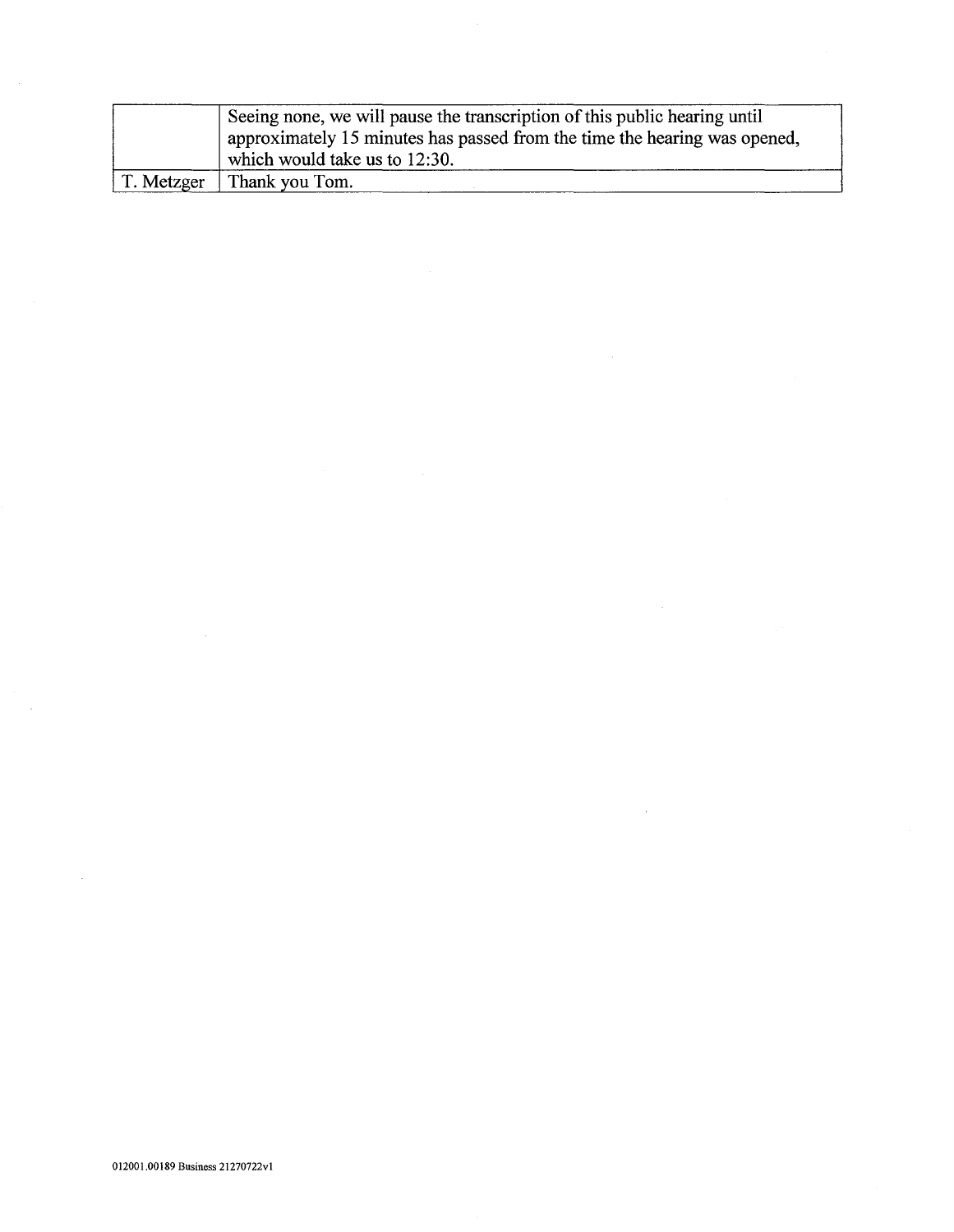| | |
|---|---|
| | Seeing none, we will pause the transcription of this public hearing until approximately 15 minutes has passed from the time the hearing was opened, which would take us to 12:30. |
| T. Metzger | Thank you Tom. |

012001.00189 Business 21270722v1